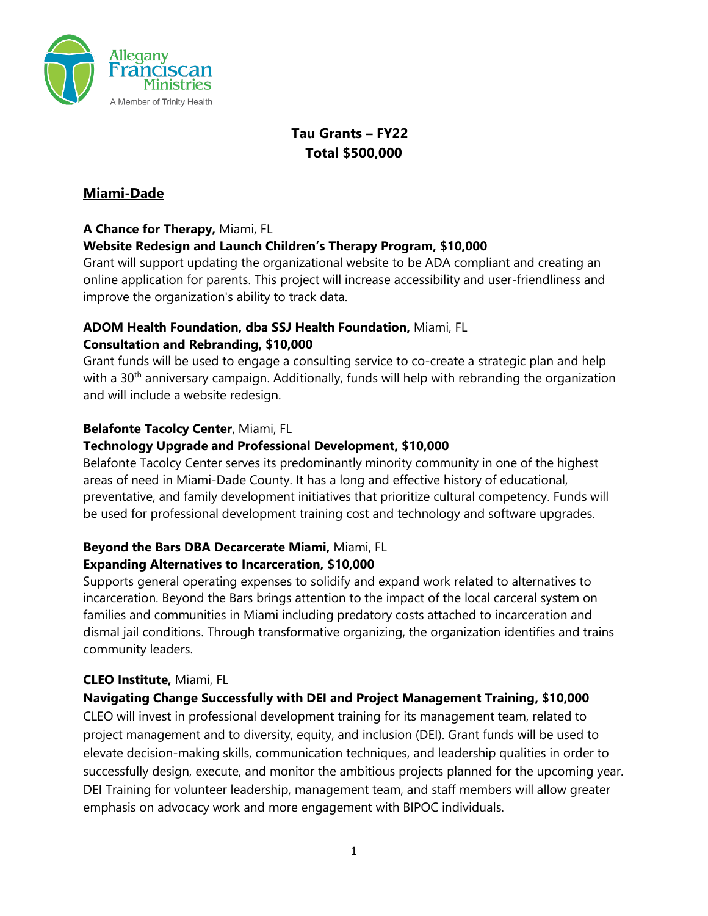# Tau Grants – FY22
# Total $500,000

## Miami-Dade

**A Chance for Therapy,** Miami, FL
**Website Redesign and Launch Children's Therapy Program, $10,000**
Grant will support updating the organizational website to be ADA compliant and creating an online application for parents. This project will increase accessibility and user-friendliness and improve the organization's ability to track data.

**ADOM Health Foundation, dba SSJ Health Foundation,** Miami, FL
**Consultation and Rebranding, $10,000**
Grant funds will be used to engage a consulting service to co-create a strategic plan and help with a 30th anniversary campaign. Additionally, funds will help with rebranding the organization and will include a website redesign.

**Belafonte Tacolcy Center**, Miami, FL
**Technology Upgrade and Professional Development, $10,000**
Belafonte Tacolcy Center serves its predominantly minority community in one of the highest areas of need in Miami-Dade County. It has a long and effective history of educational, preventative, and family development initiatives that prioritize cultural competency. Funds will be used for professional development training cost and technology and software upgrades.

**Beyond the Bars DBA Decarcerate Miami,** Miami, FL
**Expanding Alternatives to Incarceration, $10,000**
Supports general operating expenses to solidify and expand work related to alternatives to incarceration. Beyond the Bars brings attention to the impact of the local carceral system on families and communities in Miami including predatory costs attached to incarceration and dismal jail conditions. Through transformative organizing, the organization identifies and trains community leaders.

**CLEO Institute,** Miami, FL
**Navigating Change Successfully with DEI and Project Management Training, $10,000**
CLEO will invest in professional development training for its management team, related to project management and to diversity, equity, and inclusion (DEI). Grant funds will be used to elevate decision-making skills, communication techniques, and leadership qualities in order to successfully design, execute, and monitor the ambitious projects planned for the upcoming year. DEI Training for volunteer leadership, management team, and staff members will allow greater emphasis on advocacy work and more engagement with BIPOC individuals.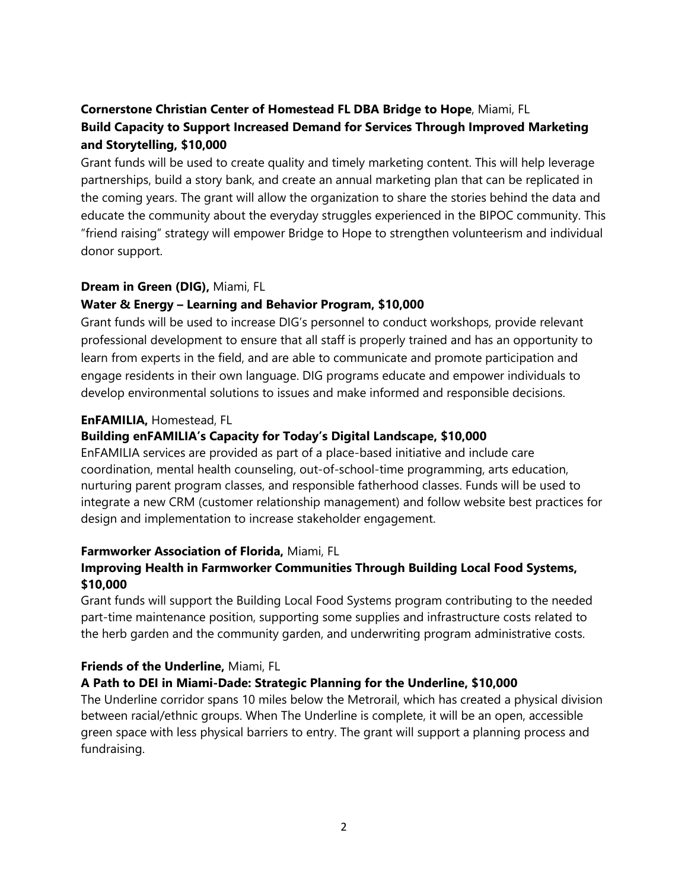**Cornerstone Christian Center of Homestead FL DBA Bridge to Hope**, Miami, FL
**Build Capacity to Support Increased Demand for Services Through Improved Marketing and Storytelling, $10,000**
Grant funds will be used to create quality and timely marketing content. This will help leverage partnerships, build a story bank, and create an annual marketing plan that can be replicated in the coming years. The grant will allow the organization to share the stories behind the data and educate the community about the everyday struggles experienced in the BIPOC community. This "friend raising" strategy will empower Bridge to Hope to strengthen volunteerism and individual donor support.

**Dream in Green (DIG),** Miami, FL
**Water & Energy – Learning and Behavior Program, $10,000**
Grant funds will be used to increase DIG's personnel to conduct workshops, provide relevant professional development to ensure that all staff is properly trained and has an opportunity to learn from experts in the field, and are able to communicate and promote participation and engage residents in their own language. DIG programs educate and empower individuals to develop environmental solutions to issues and make informed and responsible decisions.

**EnFAMILIA,** Homestead, FL
**Building enFAMILIA's Capacity for Today's Digital Landscape, $10,000**
EnFAMILIA services are provided as part of a place-based initiative and include care coordination, mental health counseling, out-of-school-time programming, arts education, nurturing parent program classes, and responsible fatherhood classes. Funds will be used to integrate a new CRM (customer relationship management) and follow website best practices for design and implementation to increase stakeholder engagement.

**Farmworker Association of Florida,** Miami, FL
**Improving Health in Farmworker Communities Through Building Local Food Systems, $10,000**
Grant funds will support the Building Local Food Systems program contributing to the needed part-time maintenance position, supporting some supplies and infrastructure costs related to the herb garden and the community garden, and underwriting program administrative costs.

**Friends of the Underline,** Miami, FL
**A Path to DEI in Miami-Dade: Strategic Planning for the Underline, $10,000**
The Underline corridor spans 10 miles below the Metrorail, which has created a physical division between racial/ethnic groups. When The Underline is complete, it will be an open, accessible green space with less physical barriers to entry. The grant will support a planning process and fundraising.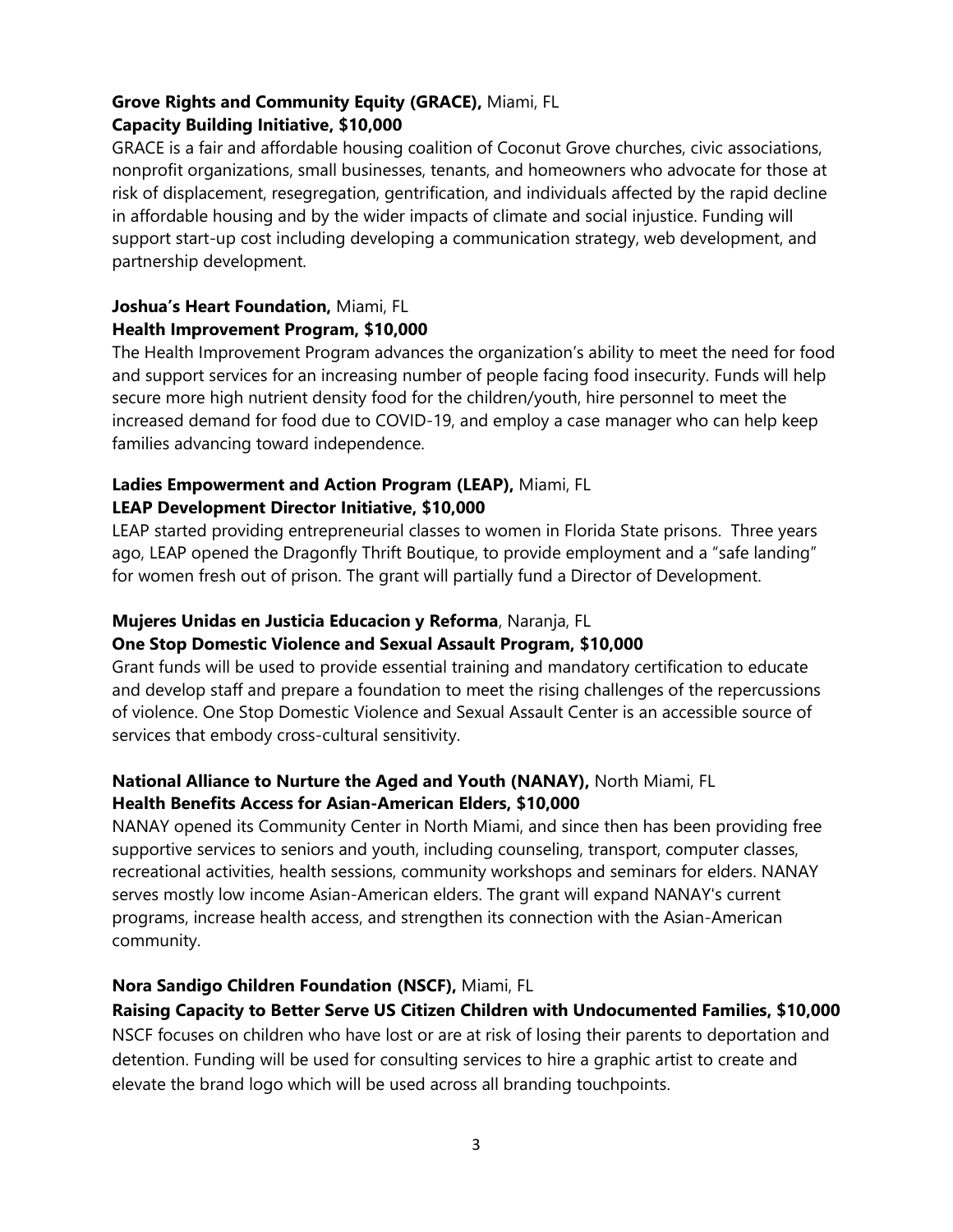**Grove Rights and Community Equity (GRACE),** Miami, FL
**Capacity Building Initiative, $10,000**

GRACE is a fair and affordable housing coalition of Coconut Grove churches, civic associations, nonprofit organizations, small businesses, tenants, and homeowners who advocate for those at risk of displacement, resegregation, gentrification, and individuals affected by the rapid decline in affordable housing and by the wider impacts of climate and social injustice. Funding will support start-up cost including developing a communication strategy, web development, and partnership development.

**Joshua's Heart Foundation,** Miami, FL
**Health Improvement Program, $10,000**

The Health Improvement Program advances the organization's ability to meet the need for food and support services for an increasing number of people facing food insecurity. Funds will help secure more high nutrient density food for the children/youth, hire personnel to meet the increased demand for food due to COVID-19, and employ a case manager who can help keep families advancing toward independence.

**Ladies Empowerment and Action Program (LEAP),** Miami, FL
**LEAP Development Director Initiative, $10,000**

LEAP started providing entrepreneurial classes to women in Florida State prisons. Three years ago, LEAP opened the Dragonfly Thrift Boutique, to provide employment and a "safe landing" for women fresh out of prison. The grant will partially fund a Director of Development.

**Mujeres Unidas en Justicia Educacion y Reforma**, Naranja, FL
**One Stop Domestic Violence and Sexual Assault Program, $10,000**

Grant funds will be used to provide essential training and mandatory certification to educate and develop staff and prepare a foundation to meet the rising challenges of the repercussions of violence. One Stop Domestic Violence and Sexual Assault Center is an accessible source of services that embody cross-cultural sensitivity.

**National Alliance to Nurture the Aged and Youth (NANAY),** North Miami, FL
**Health Benefits Access for Asian-American Elders, $10,000**

NANAY opened its Community Center in North Miami, and since then has been providing free supportive services to seniors and youth, including counseling, transport, computer classes, recreational activities, health sessions, community workshops and seminars for elders. NANAY serves mostly low income Asian-American elders. The grant will expand NANAY's current programs, increase health access, and strengthen its connection with the Asian-American community.

**Nora Sandigo Children Foundation (NSCF),** Miami, FL
**Raising Capacity to Better Serve US Citizen Children with Undocumented Families, $10,000**

NSCF focuses on children who have lost or are at risk of losing their parents to deportation and detention. Funding will be used for consulting services to hire a graphic artist to create and elevate the brand logo which will be used across all branding touchpoints.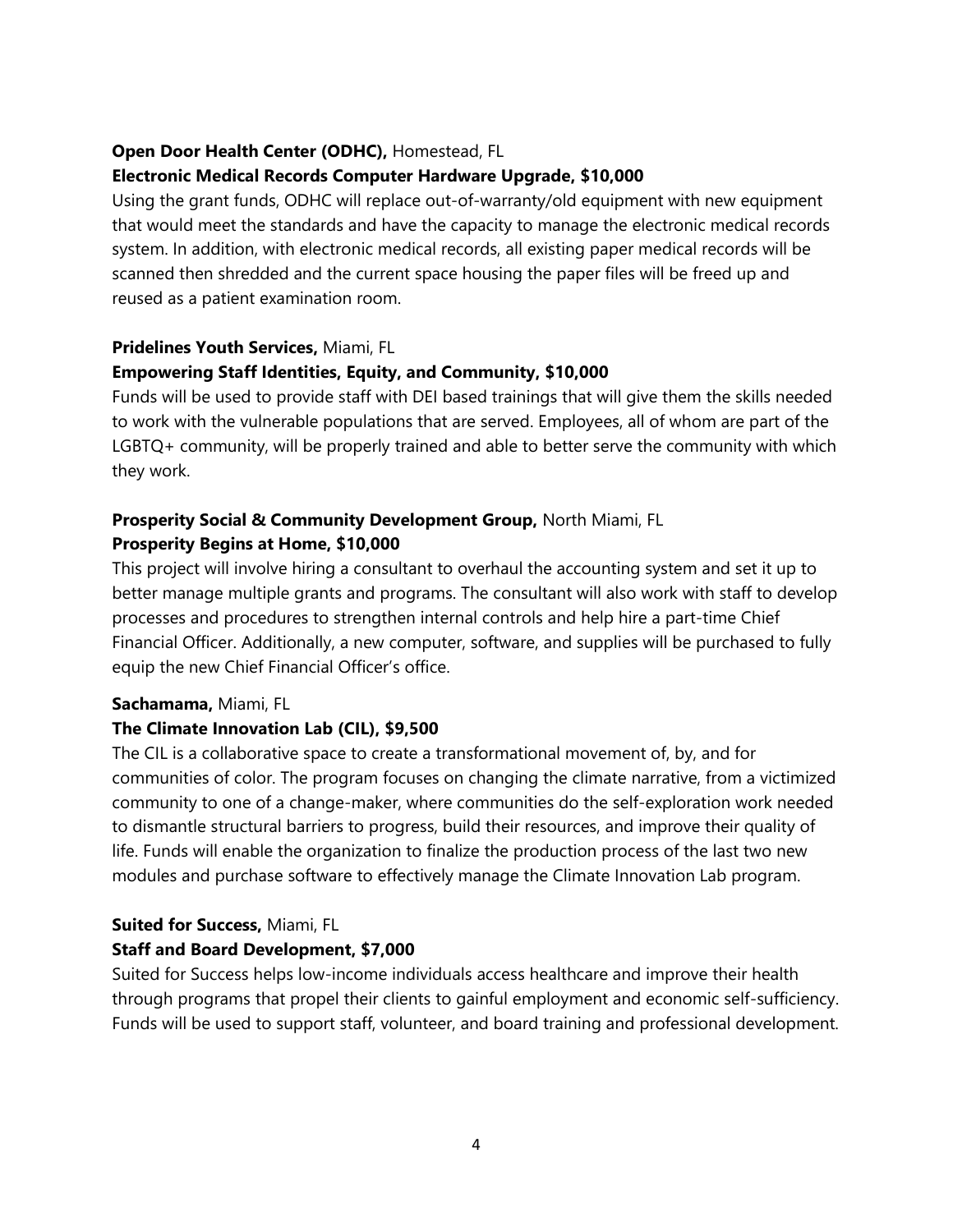**Open Door Health Center (ODHC),** Homestead, FL

**Electronic Medical Records Computer Hardware Upgrade, $10,000**

Using the grant funds, ODHC will replace out-of-warranty/old equipment with new equipment that would meet the standards and have the capacity to manage the electronic medical records system. In addition, with electronic medical records, all existing paper medical records will be scanned then shredded and the current space housing the paper files will be freed up and reused as a patient examination room.

**Pridelines Youth Services,** Miami, FL

**Empowering Staff Identities, Equity, and Community, $10,000**

Funds will be used to provide staff with DEI based trainings that will give them the skills needed to work with the vulnerable populations that are served. Employees, all of whom are part of the LGBTQ+ community, will be properly trained and able to better serve the community with which they work.

**Prosperity Social & Community Development Group,** North Miami, FL

**Prosperity Begins at Home, $10,000**

This project will involve hiring a consultant to overhaul the accounting system and set it up to better manage multiple grants and programs. The consultant will also work with staff to develop processes and procedures to strengthen internal controls and help hire a part-time Chief Financial Officer. Additionally, a new computer, software, and supplies will be purchased to fully equip the new Chief Financial Officer's office.

**Sachamama,** Miami, FL

**The Climate Innovation Lab (CIL), $9,500**

The CIL is a collaborative space to create a transformational movement of, by, and for communities of color. The program focuses on changing the climate narrative, from a victimized community to one of a change-maker, where communities do the self-exploration work needed to dismantle structural barriers to progress, build their resources, and improve their quality of life. Funds will enable the organization to finalize the production process of the last two new modules and purchase software to effectively manage the Climate Innovation Lab program.

**Suited for Success,** Miami, FL

**Staff and Board Development, $7,000**

Suited for Success helps low-income individuals access healthcare and improve their health through programs that propel their clients to gainful employment and economic self-sufficiency. Funds will be used to support staff, volunteer, and board training and professional development.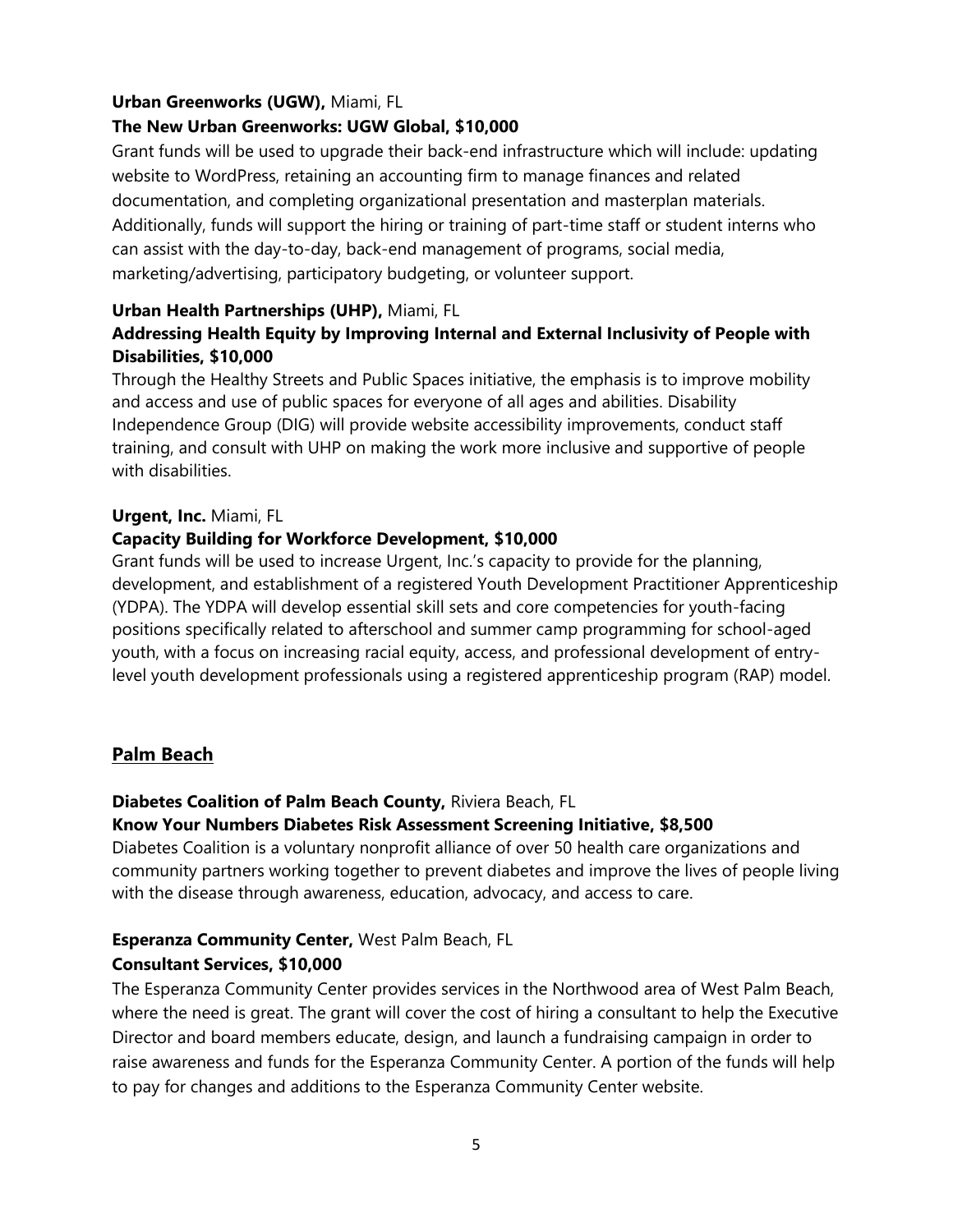**Urban Greenworks (UGW),** Miami, FL
**The New Urban Greenworks: UGW Global, $10,000**
Grant funds will be used to upgrade their back-end infrastructure which will include: updating website to WordPress, retaining an accounting firm to manage finances and related documentation, and completing organizational presentation and masterplan materials. Additionally, funds will support the hiring or training of part-time staff or student interns who can assist with the day-to-day, back-end management of programs, social media, marketing/advertising, participatory budgeting, or volunteer support.

**Urban Health Partnerships (UHP),** Miami, FL
**Addressing Health Equity by Improving Internal and External Inclusivity of People with Disabilities, $10,000**
Through the Healthy Streets and Public Spaces initiative, the emphasis is to improve mobility and access and use of public spaces for everyone of all ages and abilities. Disability Independence Group (DIG) will provide website accessibility improvements, conduct staff training, and consult with UHP on making the work more inclusive and supportive of people with disabilities.

**Urgent, Inc.** Miami, FL
**Capacity Building for Workforce Development, $10,000**
Grant funds will be used to increase Urgent, Inc.'s capacity to provide for the planning, development, and establishment of a registered Youth Development Practitioner Apprenticeship (YDPA). The YDPA will develop essential skill sets and core competencies for youth-facing positions specifically related to afterschool and summer camp programming for school-aged youth, with a focus on increasing racial equity, access, and professional development of entry-level youth development professionals using a registered apprenticeship program (RAP) model.

## Palm Beach

**Diabetes Coalition of Palm Beach County,** Riviera Beach, FL
**Know Your Numbers Diabetes Risk Assessment Screening Initiative, $8,500**
Diabetes Coalition is a voluntary nonprofit alliance of over 50 health care organizations and community partners working together to prevent diabetes and improve the lives of people living with the disease through awareness, education, advocacy, and access to care.

**Esperanza Community Center,** West Palm Beach, FL
**Consultant Services, $10,000**
The Esperanza Community Center provides services in the Northwood area of West Palm Beach, where the need is great. The grant will cover the cost of hiring a consultant to help the Executive Director and board members educate, design, and launch a fundraising campaign in order to raise awareness and funds for the Esperanza Community Center. A portion of the funds will help to pay for changes and additions to the Esperanza Community Center website.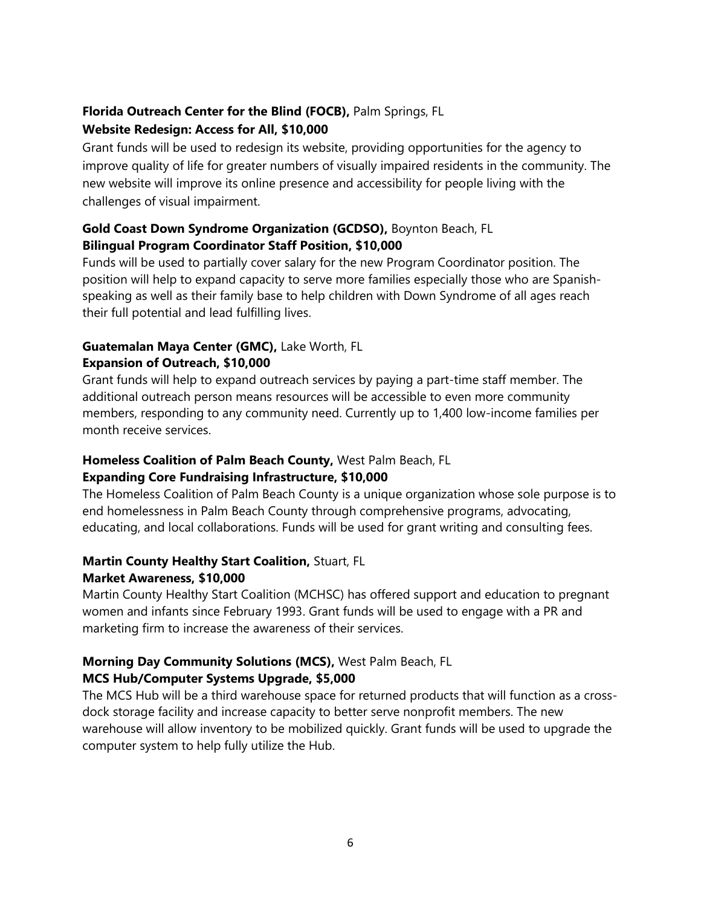**Florida Outreach Center for the Blind (FOCB),** Palm Springs, FL
**Website Redesign: Access for All, $10,000**

Grant funds will be used to redesign its website, providing opportunities for the agency to improve quality of life for greater numbers of visually impaired residents in the community. The new website will improve its online presence and accessibility for people living with the challenges of visual impairment.

**Gold Coast Down Syndrome Organization (GCDSO),** Boynton Beach, FL
**Bilingual Program Coordinator Staff Position, $10,000**

Funds will be used to partially cover salary for the new Program Coordinator position. The position will help to expand capacity to serve more families especially those who are Spanish-speaking as well as their family base to help children with Down Syndrome of all ages reach their full potential and lead fulfilling lives.

**Guatemalan Maya Center (GMC),** Lake Worth, FL
**Expansion of Outreach, $10,000**

Grant funds will help to expand outreach services by paying a part-time staff member. The additional outreach person means resources will be accessible to even more community members, responding to any community need. Currently up to 1,400 low-income families per month receive services.

**Homeless Coalition of Palm Beach County,** West Palm Beach, FL
**Expanding Core Fundraising Infrastructure, $10,000**

The Homeless Coalition of Palm Beach County is a unique organization whose sole purpose is to end homelessness in Palm Beach County through comprehensive programs, advocating, educating, and local collaborations. Funds will be used for grant writing and consulting fees.

**Martin County Healthy Start Coalition,** Stuart, FL
**Market Awareness, $10,000**

Martin County Healthy Start Coalition (MCHSC) has offered support and education to pregnant women and infants since February 1993. Grant funds will be used to engage with a PR and marketing firm to increase the awareness of their services.

**Morning Day Community Solutions (MCS),** West Palm Beach, FL
**MCS Hub/Computer Systems Upgrade, $5,000**

The MCS Hub will be a third warehouse space for returned products that will function as a cross-dock storage facility and increase capacity to better serve nonprofit members. The new warehouse will allow inventory to be mobilized quickly. Grant funds will be used to upgrade the computer system to help fully utilize the Hub.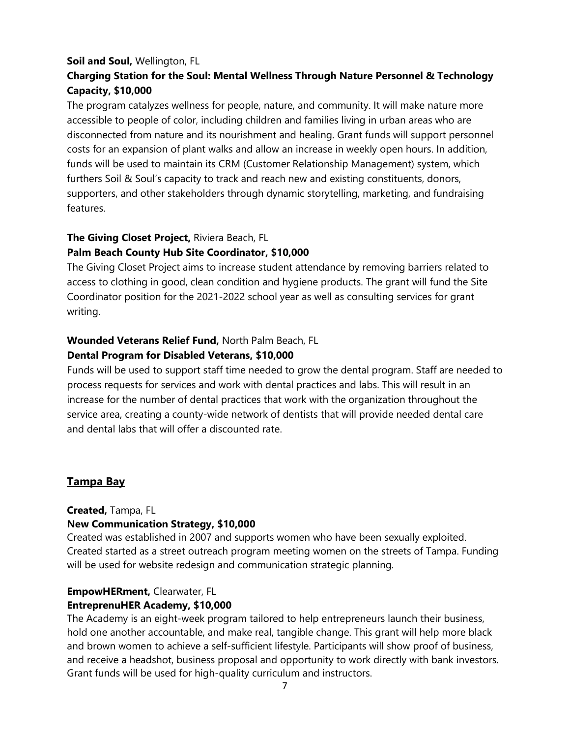**Soil and Soul,** Wellington, FL

**Charging Station for the Soul: Mental Wellness Through Nature Personnel & Technology Capacity, $10,000**

The program catalyzes wellness for people, nature, and community. It will make nature more accessible to people of color, including children and families living in urban areas who are disconnected from nature and its nourishment and healing. Grant funds will support personnel costs for an expansion of plant walks and allow an increase in weekly open hours. In addition, funds will be used to maintain its CRM (Customer Relationship Management) system, which furthers Soil & Soul's capacity to track and reach new and existing constituents, donors, supporters, and other stakeholders through dynamic storytelling, marketing, and fundraising features.

**The Giving Closet Project,** Riviera Beach, FL

**Palm Beach County Hub Site Coordinator, $10,000**

The Giving Closet Project aims to increase student attendance by removing barriers related to access to clothing in good, clean condition and hygiene products. The grant will fund the Site Coordinator position for the 2021-2022 school year as well as consulting services for grant writing.

**Wounded Veterans Relief Fund,** North Palm Beach, FL

**Dental Program for Disabled Veterans, $10,000**

Funds will be used to support staff time needed to grow the dental program. Staff are needed to process requests for services and work with dental practices and labs. This will result in an increase for the number of dental practices that work with the organization throughout the service area, creating a county-wide network of dentists that will provide needed dental care and dental labs that will offer a discounted rate.

## Tampa Bay

**Created,** Tampa, FL

**New Communication Strategy, $10,000**

Created was established in 2007 and supports women who have been sexually exploited. Created started as a street outreach program meeting women on the streets of Tampa. Funding will be used for website redesign and communication strategic planning.

**EmpowHERment,** Clearwater, FL

**EntreprenuHER Academy, $10,000**

The Academy is an eight-week program tailored to help entrepreneurs launch their business, hold one another accountable, and make real, tangible change. This grant will help more black and brown women to achieve a self-sufficient lifestyle. Participants will show proof of business, and receive a headshot, business proposal and opportunity to work directly with bank investors. Grant funds will be used for high-quality curriculum and instructors.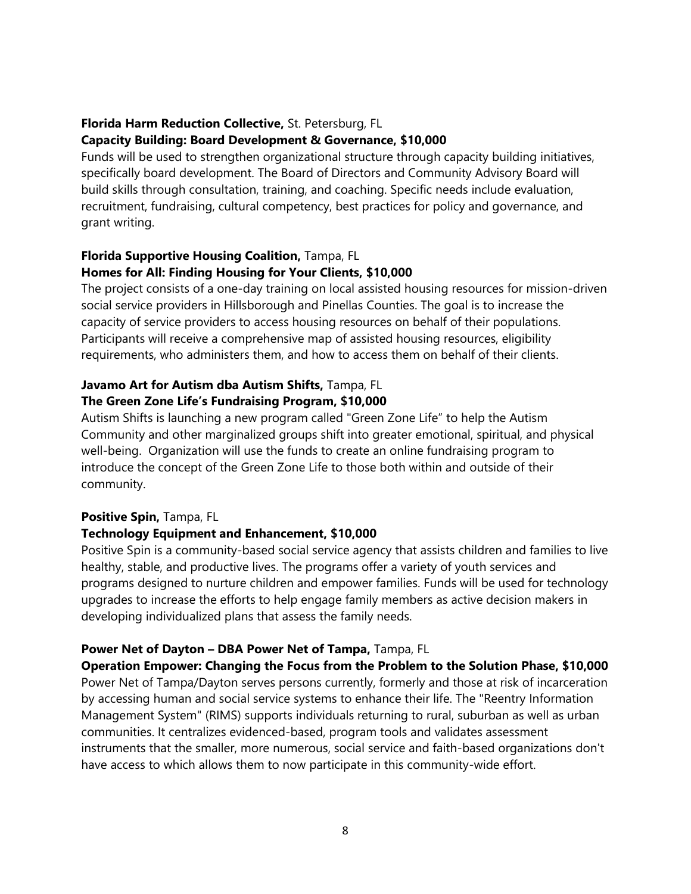**Florida Harm Reduction Collective,** St. Petersburg, FL
**Capacity Building: Board Development & Governance, $10,000**
Funds will be used to strengthen organizational structure through capacity building initiatives, specifically board development. The Board of Directors and Community Advisory Board will build skills through consultation, training, and coaching. Specific needs include evaluation, recruitment, fundraising, cultural competency, best practices for policy and governance, and grant writing.

**Florida Supportive Housing Coalition,** Tampa, FL
**Homes for All: Finding Housing for Your Clients, $10,000**
The project consists of a one-day training on local assisted housing resources for mission-driven social service providers in Hillsborough and Pinellas Counties. The goal is to increase the capacity of service providers to access housing resources on behalf of their populations. Participants will receive a comprehensive map of assisted housing resources, eligibility requirements, who administers them, and how to access them on behalf of their clients.

**Javamo Art for Autism dba Autism Shifts,** Tampa, FL
**The Green Zone Life's Fundraising Program, $10,000**
Autism Shifts is launching a new program called "Green Zone Life" to help the Autism Community and other marginalized groups shift into greater emotional, spiritual, and physical well-being. Organization will use the funds to create an online fundraising program to introduce the concept of the Green Zone Life to those both within and outside of their community.

**Positive Spin,** Tampa, FL
**Technology Equipment and Enhancement, $10,000**
Positive Spin is a community-based social service agency that assists children and families to live healthy, stable, and productive lives. The programs offer a variety of youth services and programs designed to nurture children and empower families. Funds will be used for technology upgrades to increase the efforts to help engage family members as active decision makers in developing individualized plans that assess the family needs.

**Power Net of Dayton – DBA Power Net of Tampa,** Tampa, FL
**Operation Empower: Changing the Focus from the Problem to the Solution Phase, $10,000**
Power Net of Tampa/Dayton serves persons currently, formerly and those at risk of incarceration by accessing human and social service systems to enhance their life. The "Reentry Information Management System" (RIMS) supports individuals returning to rural, suburban as well as urban communities. It centralizes evidenced-based, program tools and validates assessment instruments that the smaller, more numerous, social service and faith-based organizations don't have access to which allows them to now participate in this community-wide effort.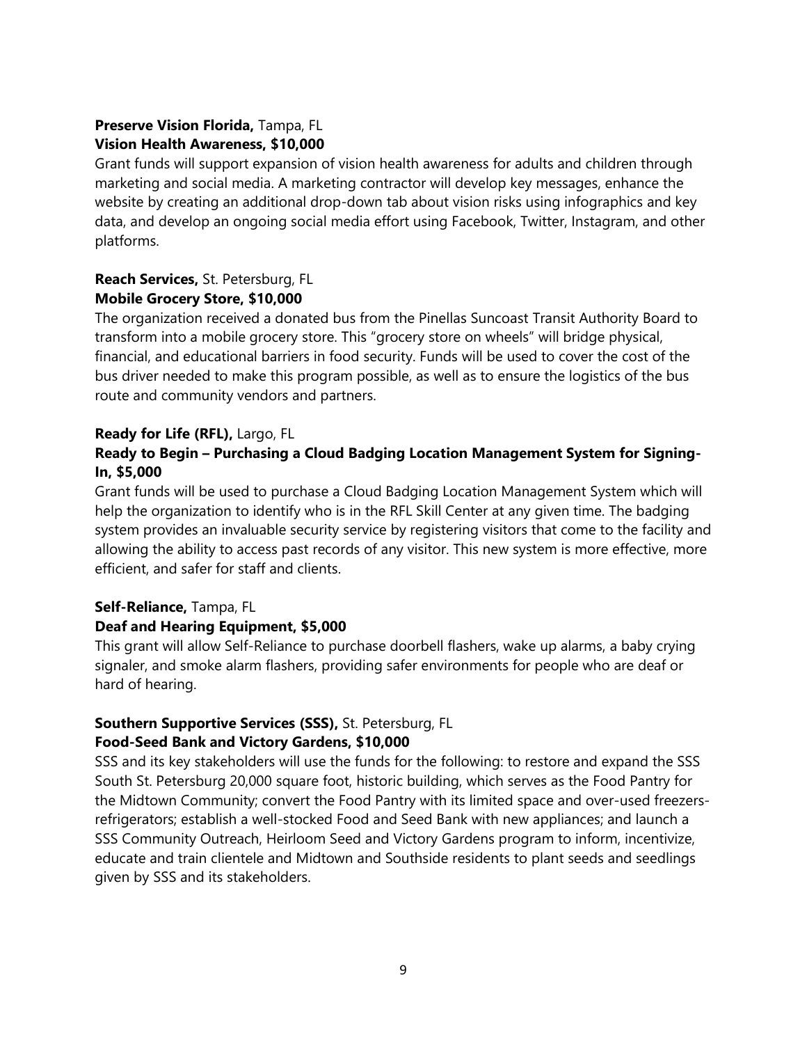**Preserve Vision Florida,** Tampa, FL
**Vision Health Awareness, $10,000**

Grant funds will support expansion of vision health awareness for adults and children through marketing and social media. A marketing contractor will develop key messages, enhance the website by creating an additional drop-down tab about vision risks using infographics and key data, and develop an ongoing social media effort using Facebook, Twitter, Instagram, and other platforms.

**Reach Services,** St. Petersburg, FL
**Mobile Grocery Store, $10,000**

The organization received a donated bus from the Pinellas Suncoast Transit Authority Board to transform into a mobile grocery store. This "grocery store on wheels" will bridge physical, financial, and educational barriers in food security. Funds will be used to cover the cost of the bus driver needed to make this program possible, as well as to ensure the logistics of the bus route and community vendors and partners.

**Ready for Life (RFL),** Largo, FL
**Ready to Begin – Purchasing a Cloud Badging Location Management System for Signing-In, $5,000**

Grant funds will be used to purchase a Cloud Badging Location Management System which will help the organization to identify who is in the RFL Skill Center at any given time. The badging system provides an invaluable security service by registering visitors that come to the facility and allowing the ability to access past records of any visitor. This new system is more effective, more efficient, and safer for staff and clients.

**Self-Reliance,** Tampa, FL
**Deaf and Hearing Equipment, $5,000**

This grant will allow Self-Reliance to purchase doorbell flashers, wake up alarms, a baby crying signaler, and smoke alarm flashers, providing safer environments for people who are deaf or hard of hearing.

**Southern Supportive Services (SSS),** St. Petersburg, FL
**Food-Seed Bank and Victory Gardens, $10,000**

SSS and its key stakeholders will use the funds for the following: to restore and expand the SSS South St. Petersburg 20,000 square foot, historic building, which serves as the Food Pantry for the Midtown Community; convert the Food Pantry with its limited space and over-used freezers-refrigerators; establish a well-stocked Food and Seed Bank with new appliances; and launch a SSS Community Outreach, Heirloom Seed and Victory Gardens program to inform, incentivize, educate and train clientele and Midtown and Southside residents to plant seeds and seedlings given by SSS and its stakeholders.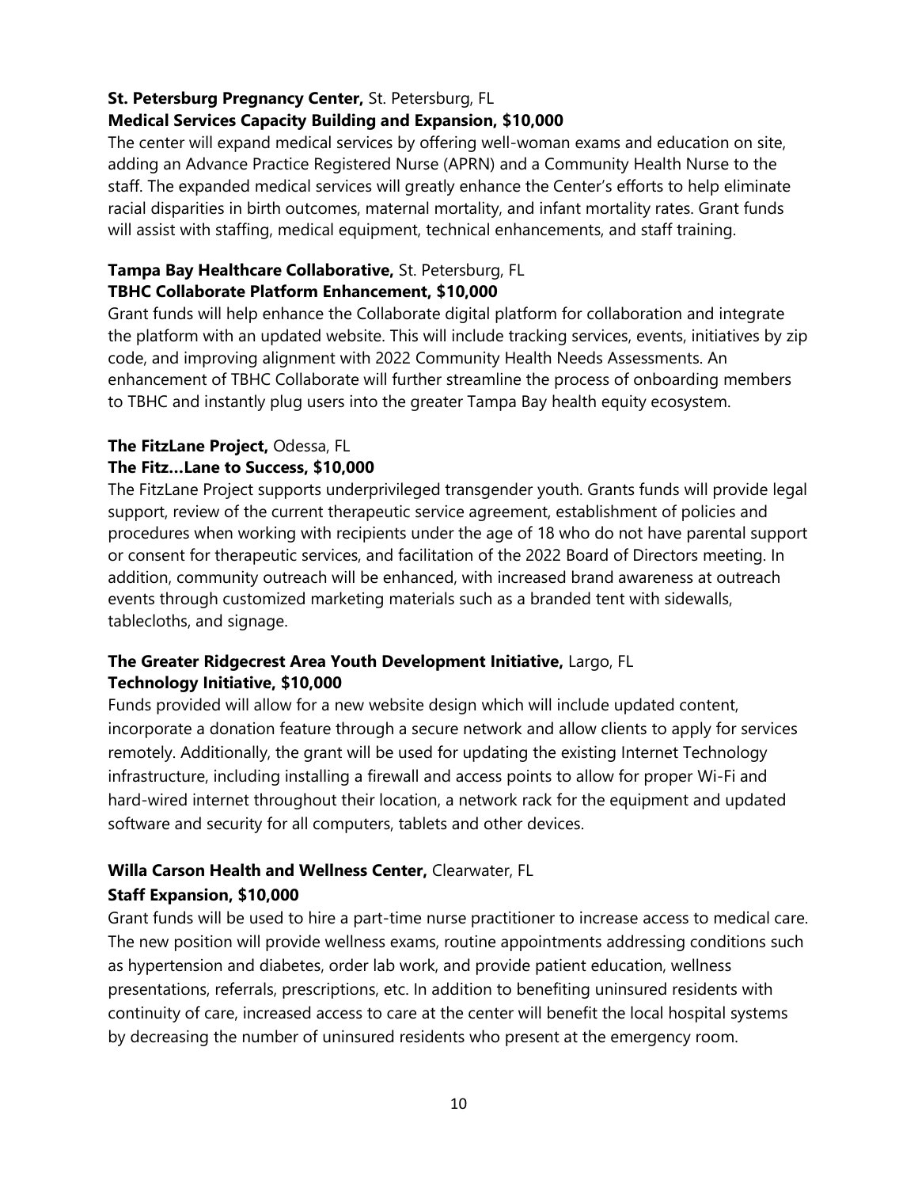**St. Petersburg Pregnancy Center,** St. Petersburg, FL
**Medical Services Capacity Building and Expansion, $10,000**

The center will expand medical services by offering well-woman exams and education on site, adding an Advance Practice Registered Nurse (APRN) and a Community Health Nurse to the staff. The expanded medical services will greatly enhance the Center's efforts to help eliminate racial disparities in birth outcomes, maternal mortality, and infant mortality rates. Grant funds will assist with staffing, medical equipment, technical enhancements, and staff training.

**Tampa Bay Healthcare Collaborative,** St. Petersburg, FL
**TBHC Collaborate Platform Enhancement, $10,000**

Grant funds will help enhance the Collaborate digital platform for collaboration and integrate the platform with an updated website. This will include tracking services, events, initiatives by zip code, and improving alignment with 2022 Community Health Needs Assessments. An enhancement of TBHC Collaborate will further streamline the process of onboarding members to TBHC and instantly plug users into the greater Tampa Bay health equity ecosystem.

**The FitzLane Project,** Odessa, FL
**The Fitz…Lane to Success, $10,000**

The FitzLane Project supports underprivileged transgender youth. Grants funds will provide legal support, review of the current therapeutic service agreement, establishment of policies and procedures when working with recipients under the age of 18 who do not have parental support or consent for therapeutic services, and facilitation of the 2022 Board of Directors meeting. In addition, community outreach will be enhanced, with increased brand awareness at outreach events through customized marketing materials such as a branded tent with sidewalls, tablecloths, and signage.

**The Greater Ridgecrest Area Youth Development Initiative,** Largo, FL
**Technology Initiative, $10,000**

Funds provided will allow for a new website design which will include updated content, incorporate a donation feature through a secure network and allow clients to apply for services remotely. Additionally, the grant will be used for updating the existing Internet Technology infrastructure, including installing a firewall and access points to allow for proper Wi-Fi and hard-wired internet throughout their location, a network rack for the equipment and updated software and security for all computers, tablets and other devices.

**Willa Carson Health and Wellness Center,** Clearwater, FL
**Staff Expansion, $10,000**

Grant funds will be used to hire a part-time nurse practitioner to increase access to medical care. The new position will provide wellness exams, routine appointments addressing conditions such as hypertension and diabetes, order lab work, and provide patient education, wellness presentations, referrals, prescriptions, etc. In addition to benefiting uninsured residents with continuity of care, increased access to care at the center will benefit the local hospital systems by decreasing the number of uninsured residents who present at the emergency room.